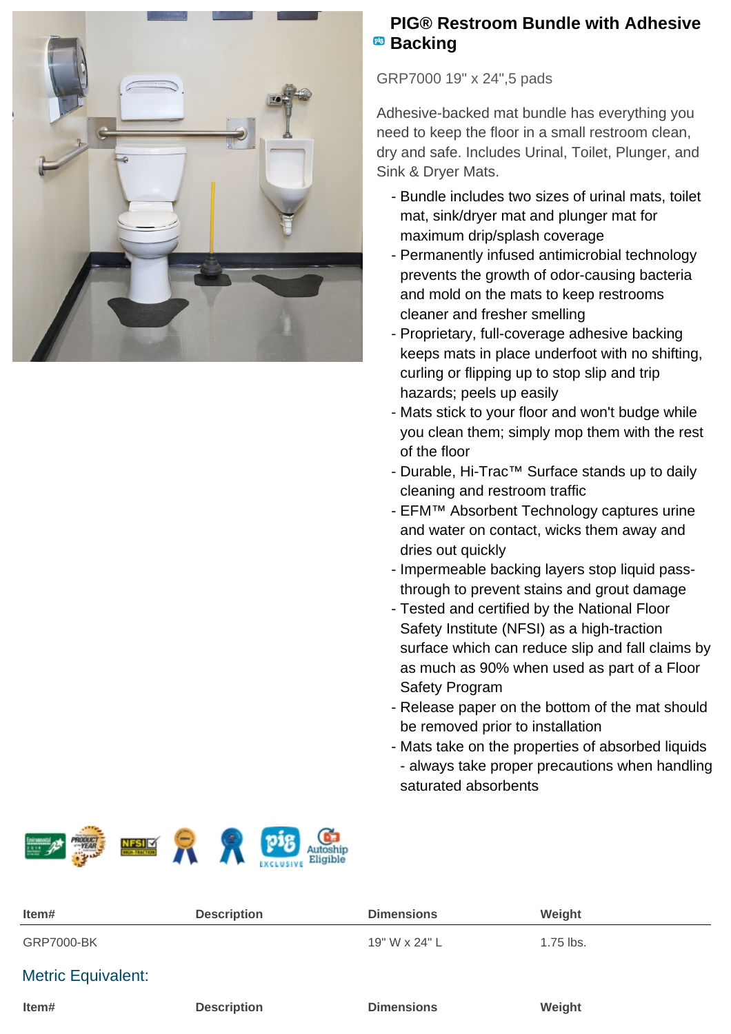# PIG® Restroom Bundle with Adhesive Backing

GRP7000 19" x 24",5 pads

Adhesive-backed mat bundle has everything you need to keep the floor in a small restroom clean, dry and safe. Includes Urinal, Toilet, Plunger, and Sink & Dryer Mats.

- Bundle includes two sizes of urinal mats, toilet mat, sink/dryer mat and plunger mat for maximum drip/splash coverage
- Permanently infused antimicrobial technology prevents the growth of odor-causing bacteria and mold on the mats to keep restrooms cleaner and fresher smelling
- Proprietary, full-coverage adhesive backing keeps mats in place underfoot with no shifting, curling or flipping up to stop slip and trip hazards; peels up easily
- Mats stick to your floor and won't budge while you clean them; simply mop them with the rest of the floor
- Durable, Hi-Trac™ Surface stands up to daily cleaning and restroom traffic
- EFM™ Absorbent Technology captures urine and water on contact, wicks them away and dries out quickly
- Impermeable backing layers stop liquid pass-through to prevent stains and grout damage
- Tested and certified by the National Floor Safety Institute (NFSI) as a high-traction surface which can reduce slip and fall claims by as much as 90% when used as part of a Floor Safety Program
- Release paper on the bottom of the mat should be removed prior to installation
- Mats take on the properties of absorbed liquids - always take proper precautions when handling saturated absorbents

| Item# | Description | Dimensions | Weight |
|---|---|---|---|
| GRP7000-BK | | 19" W x 24" L | 1.75 lbs. |

Metric Equivalent:

| Item# | Description | Dimensions | Weight |
|---|---|---|---|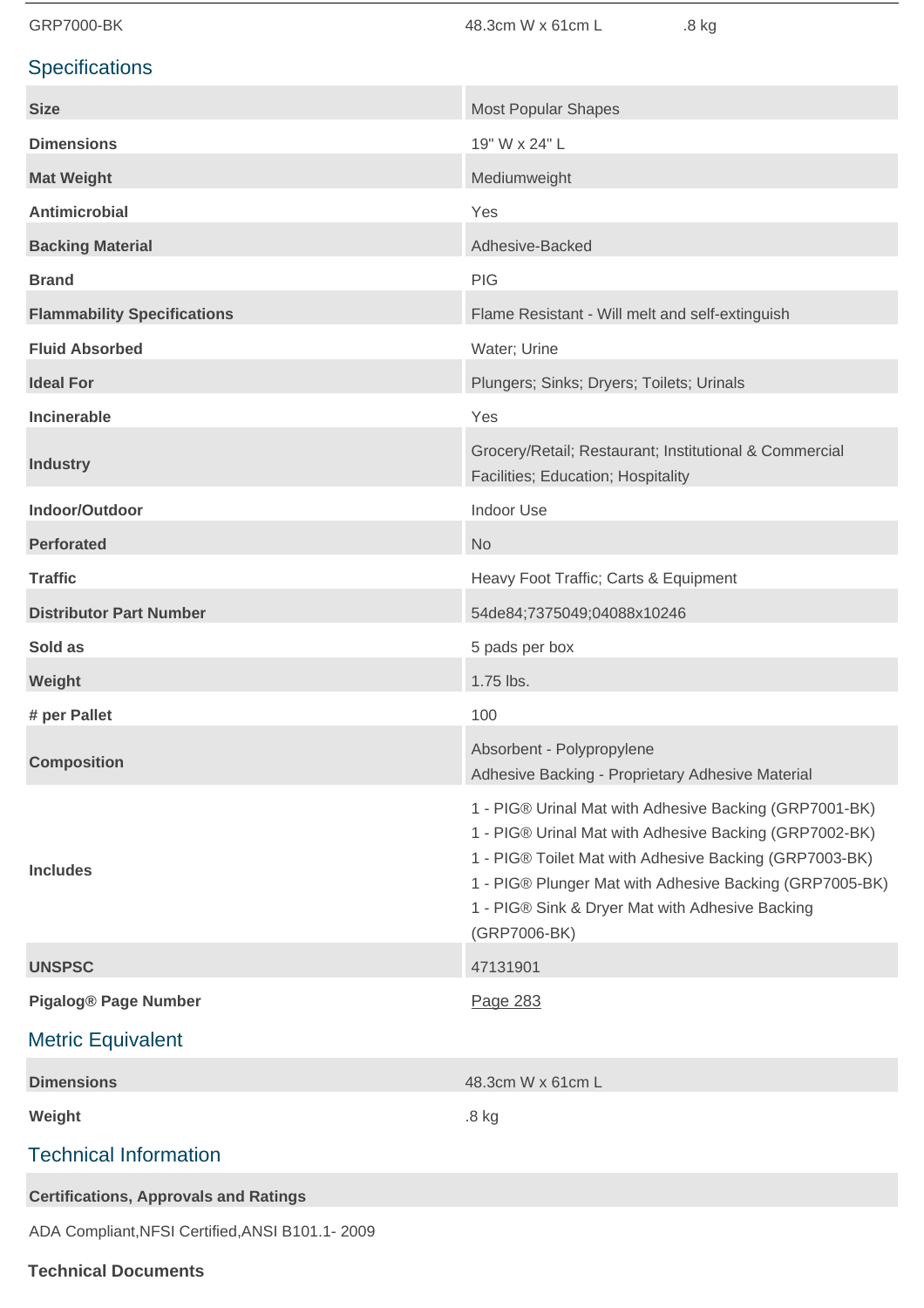| GRP7000-BK | 48.3cm W x 61cm L | .8 kg |
|---|---|---|

## Specifications

| | |
|---|---|
| **Size** | Most Popular Shapes |
| **Dimensions** | 19" W x 24" L |
| **Mat Weight** | Mediumweight |
| **Antimicrobial** | Yes |
| **Backing Material** | Adhesive-Backed |
| **Brand** | PIG |
| **Flammability Specifications** | Flame Resistant - Will melt and self-extinguish |
| **Fluid Absorbed** | Water; Urine |
| **Ideal For** | Plungers; Sinks; Dryers; Toilets; Urinals |
| **Incinerable** | Yes |
| **Industry** | Grocery/Retail; Restaurant; Institutional & Commercial Facilities; Education; Hospitality |
| **Indoor/Outdoor** | Indoor Use |
| **Perforated** | No |
| **Traffic** | Heavy Foot Traffic; Carts & Equipment |
| **Distributor Part Number** | 54de84;7375049;04088x10246 |
| **Sold as** | 5 pads per box |
| **Weight** | 1.75 lbs. |
| **# per Pallet** | 100 |
| **Composition** | Absorbent - Polypropylene<br>Adhesive Backing - Proprietary Adhesive Material |
| **Includes** | 1 - PIG® Urinal Mat with Adhesive Backing (GRP7001-BK)<br>1 - PIG® Urinal Mat with Adhesive Backing (GRP7002-BK)<br>1 - PIG® Toilet Mat with Adhesive Backing (GRP7003-BK)<br>1 - PIG® Plunger Mat with Adhesive Backing (GRP7005-BK)<br>1 - PIG® Sink & Dryer Mat with Adhesive Backing (GRP7006-BK) |
| **UNSPSC** | 47131901 |
| **Pigalog® Page Number** | Page 283 |

## Metric Equivalent

| | |
|---|---|
| **Dimensions** | 48.3cm W x 61cm L |
| **Weight** | .8 kg |

## Technical Information

**Certifications, Approvals and Ratings**

ADA Compliant,NFSI Certified,ANSI B101.1- 2009

**Technical Documents**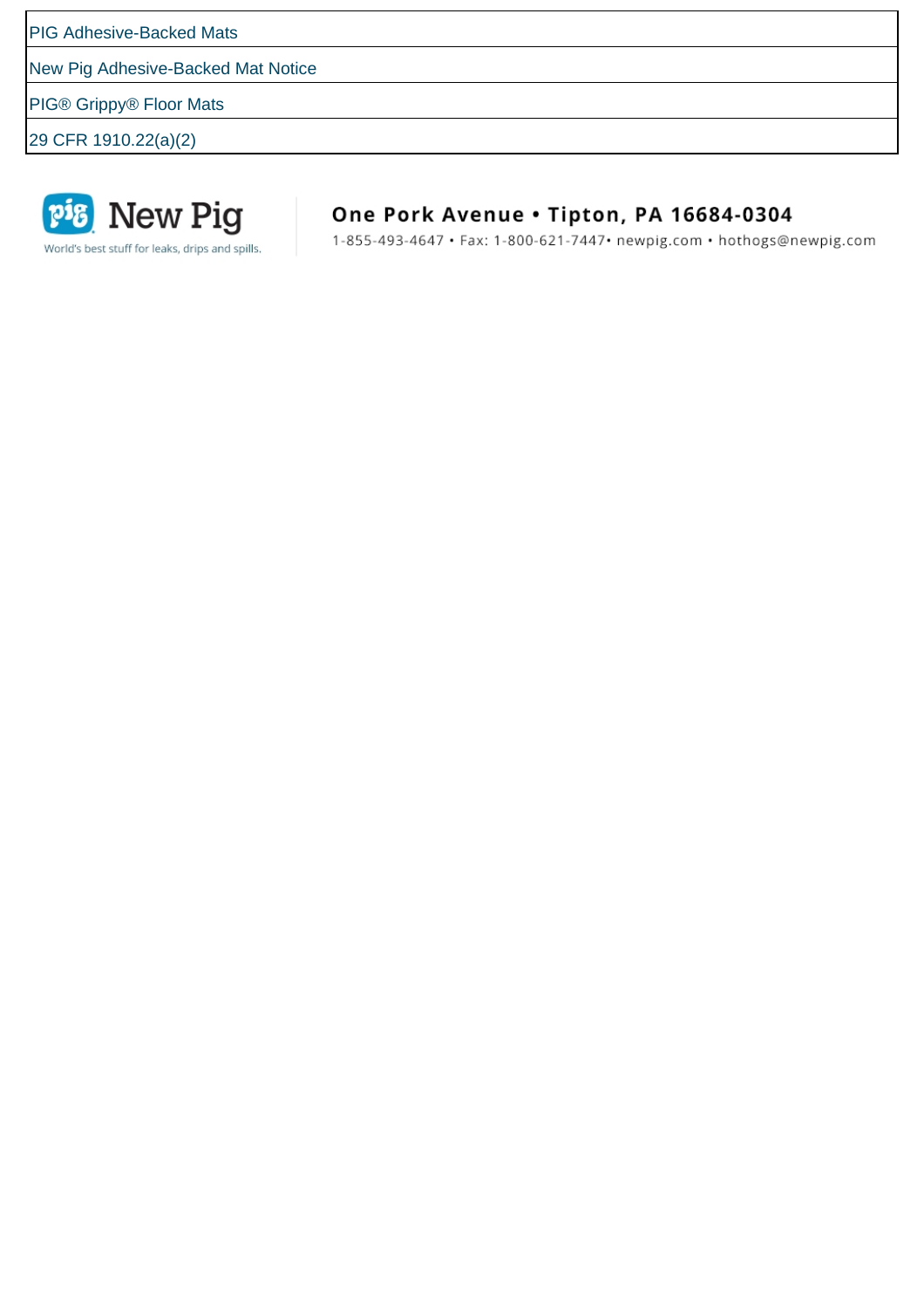| |
|---|
| PIG Adhesive-Backed Mats |
| New Pig Adhesive-Backed Mat Notice |
| PIG® Grippy® Floor Mats |
| 29 CFR 1910.22(a)(2) |

New Pig

World's best stuff for leaks, drips and spills.

One Pork Avenue • Tipton, PA 16684-0304

1-855-493-4647 • Fax: 1-800-621-7447• newpig.com • hothogs@newpig.com